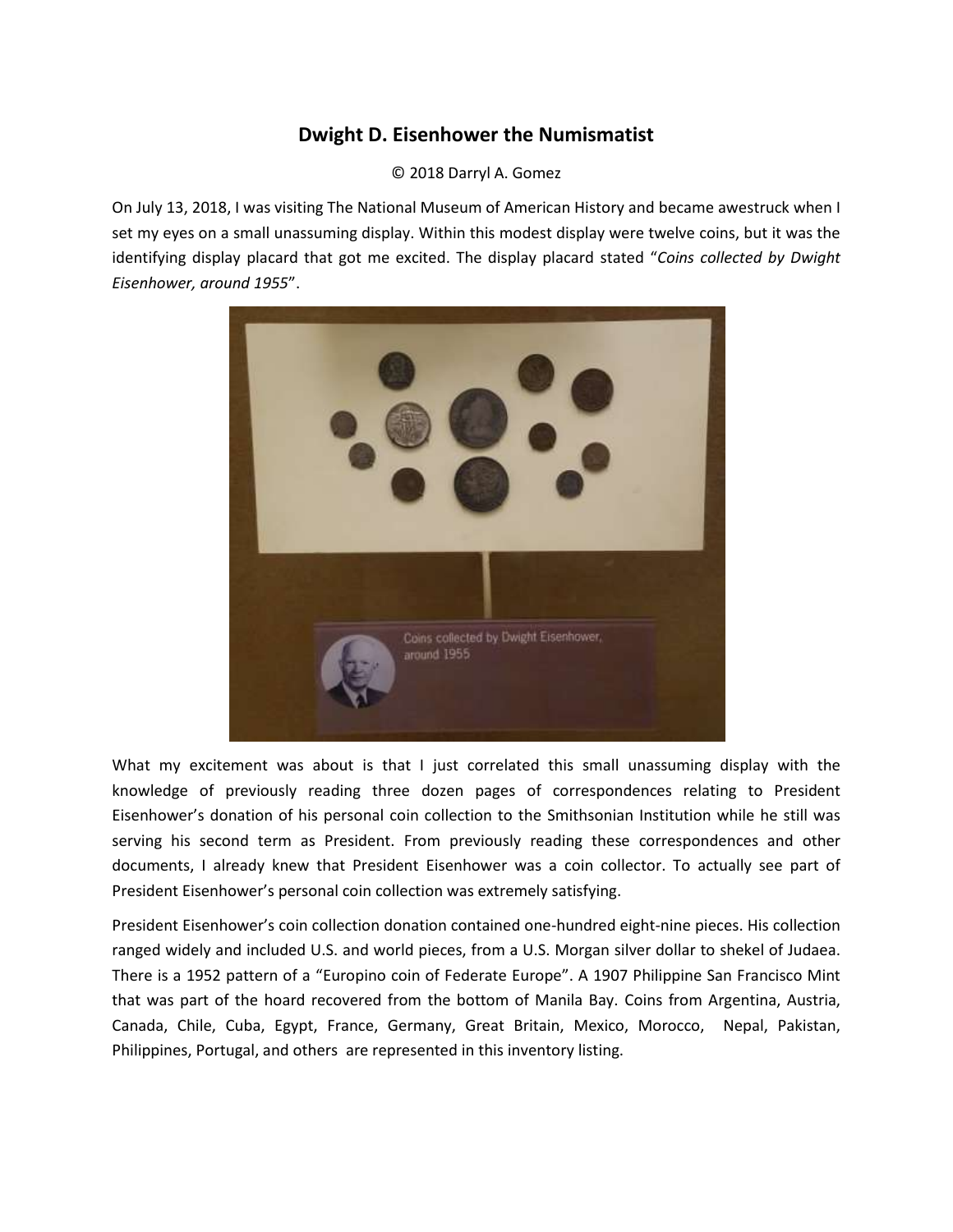# Dwight D. Eisenhower the Numismatist

© 2018 Darryl A. Gomez

On July 13, 2018, I was visiting The National Museum of American History and became awestruck when I set my eyes on a small unassuming display. Within this modest display were twelve coins, but it was the identifying display placard that got me excited. The display placard stated "*Coins collected by Dwight Eisenhower, around 1955*".

What my excitement was about is that I just correlated this small unassuming display with the knowledge of previously reading three dozen pages of correspondences relating to President Eisenhower's donation of his personal coin collection to the Smithsonian Institution while he still was serving his second term as President. From previously reading these correspondences and other documents, I already knew that President Eisenhower was a coin collector. To actually see part of President Eisenhower's personal coin collection was extremely satisfying.

President Eisenhower's coin collection donation contained one-hundred eight-nine pieces. His collection ranged widely and included U.S. and world pieces, from a U.S. Morgan silver dollar to shekel of Judaea. There is a 1952 pattern of a "Europino coin of Federate Europe". A 1907 Philippine San Francisco Mint that was part of the hoard recovered from the bottom of Manila Bay. Coins from Argentina, Austria, Canada, Chile, Cuba, Egypt, France, Germany, Great Britain, Mexico, Morocco, Nepal, Pakistan, Philippines, Portugal, and others are represented in this inventory listing.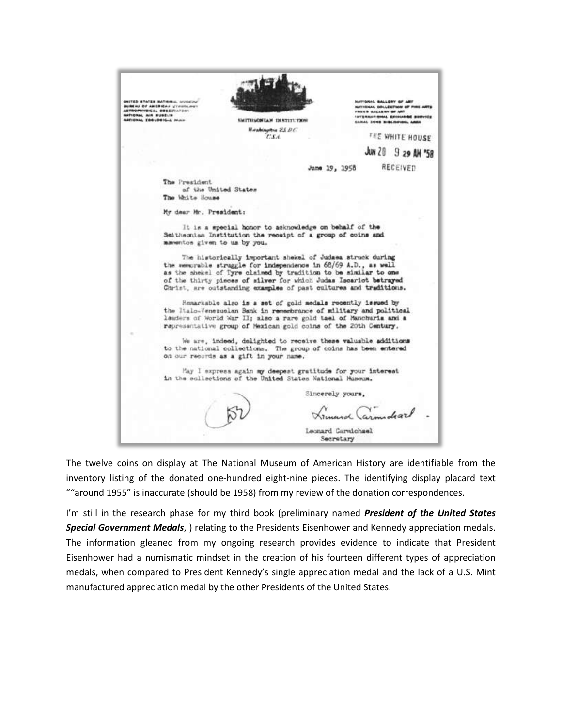UNITED STATES NATIONAL MUSEUM
BUREAU OF AMERICAN ETHNOLOGY
ASTROPHYSICAL OBSERVATORY
NATIONAL AIR MUSEUM
NATIONAL ZOOLOGICAL PARK

SMITHSONIAN INSTITUTION

Washington 25, D.C.
U.S.A.

NATIONAL GALLERY OF ART
NATIONAL COLLECTION OF FINE ARTS
FREER GALLERY OF ART
INTERNATIONAL EXCHANGE SERVICE
CANAL ZONE BIOLOGICAL AREA

THE WHITE HOUSE
JUN 20 9 29 AM '58
RECEIVED

June 19, 1958

The President
of the United States
The White House

My dear Mr. President:

It is a special honor to acknowledge on behalf of the Smithsonian Institution the receipt of a group of coins and mementos given to us by you.

The historically important shekel of Judaea struck during the memorable struggle for independence in 68/69 A.D., as well as the shekel of Tyre claimed by tradition to be similar to one of the thirty pieces of silver for which Judas Iscariot betrayed Christ, are outstanding examples of past cultures and traditions.

Remarkable also is a set of gold medals recently issued by the Italo-Venezuelan Bank in remembrance of military and political leaders of World War II; also a rare gold tael of Manchuria and a representative group of Mexican gold coins of the 20th Century.

We are, indeed, delighted to receive these valuable additions to the national collections. The group of coins has been entered on our records as a gift in your name.

May I express again my deepest gratitude for your interest in the collections of the United States National Museum.

Sincerely yours,

Leonard Carmichael

Leonard Carmichael
Secretary

The twelve coins on display at The National Museum of American History are identifiable from the inventory listing of the donated one-hundred eight-nine pieces. The identifying display placard text ""around 1955" is inaccurate (should be 1958) from my review of the donation correspondences.

I'm still in the research phase for my third book (preliminary named ***President of the United States Special Government Medals***, ) relating to the Presidents Eisenhower and Kennedy appreciation medals. The information gleaned from my ongoing research provides evidence to indicate that President Eisenhower had a numismatic mindset in the creation of his fourteen different types of appreciation medals, when compared to President Kennedy's single appreciation medal and the lack of a U.S. Mint manufactured appreciation medal by the other Presidents of the United States.